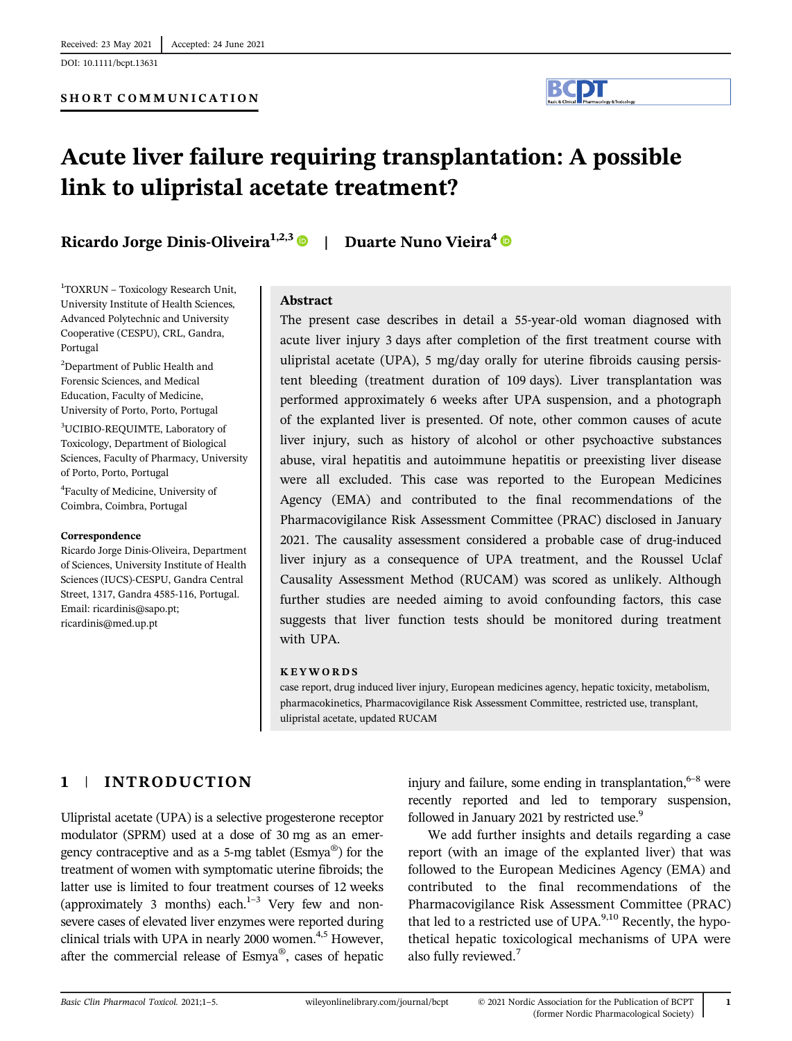Received: 23 May 2021 | Accepted: 24 June 2021

DOI: 10.1111/bcpt.13631

**SHORT COMMUNICATION**

# Acute liver failure requiring transplantation: A possible link to ulipristal acetate treatment?

**Ricardo Jorge Dinis-Oliveira**[1,2,3] | **Duarte Nuno Vieira**[4]

[1]TOXRUN – Toxicology Research Unit, University Institute of Health Sciences, Advanced Polytechnic and University Cooperative (CESPU), CRL, Gandra, Portugal

[2]Department of Public Health and Forensic Sciences, and Medical Education, Faculty of Medicine, University of Porto, Porto, Portugal

[3]UCIBIO-REQUIMTE, Laboratory of Toxicology, Department of Biological Sciences, Faculty of Pharmacy, University of Porto, Porto, Portugal

[4]Faculty of Medicine, University of Coimbra, Coimbra, Portugal

**Correspondence**

Ricardo Jorge Dinis-Oliveira, Department of Sciences, University Institute of Health Sciences (IUCS)-CESPU, Gandra Central Street, 1317, Gandra 4585-116, Portugal.
Email: ricardinis@sapo.pt; ricardinis@med.up.pt

## Abstract

The present case describes in detail a 55-year-old woman diagnosed with acute liver injury 3 days after completion of the first treatment course with ulipristal acetate (UPA), 5 mg/day orally for uterine fibroids causing persistent bleeding (treatment duration of 109 days). Liver transplantation was performed approximately 6 weeks after UPA suspension, and a photograph of the explanted liver is presented. Of note, other common causes of acute liver injury, such as history of alcohol or other psychoactive substances abuse, viral hepatitis and autoimmune hepatitis or preexisting liver disease were all excluded. This case was reported to the European Medicines Agency (EMA) and contributed to the final recommendations of the Pharmacovigilance Risk Assessment Committee (PRAC) disclosed in January 2021. The causality assessment considered a probable case of drug-induced liver injury as a consequence of UPA treatment, and the Roussel Uclaf Causality Assessment Method (RUCAM) was scored as unlikely. Although further studies are needed aiming to avoid confounding factors, this case suggests that liver function tests should be monitored during treatment with UPA.

**KEYWORDS**

case report, drug induced liver injury, European medicines agency, hepatic toxicity, metabolism, pharmacokinetics, Pharmacovigilance Risk Assessment Committee, restricted use, transplant, ulipristal acetate, updated RUCAM

## 1 | INTRODUCTION

Ulipristal acetate (UPA) is a selective progesterone receptor modulator (SPRM) used at a dose of 30 mg as an emergency contraceptive and as a 5-mg tablet (Esmya®) for the treatment of women with symptomatic uterine fibroids; the latter use is limited to four treatment courses of 12 weeks (approximately 3 months) each.[1–3] Very few and non-severe cases of elevated liver enzymes were reported during clinical trials with UPA in nearly 2000 women.[4,5] However, after the commercial release of Esmya®, cases of hepatic injury and failure, some ending in transplantation,[6–8] were recently reported and led to temporary suspension, followed in January 2021 by restricted use.[9]

We add further insights and details regarding a case report (with an image of the explanted liver) that was followed to the European Medicines Agency (EMA) and contributed to the final recommendations of the Pharmacovigilance Risk Assessment Committee (PRAC) that led to a restricted use of UPA.[9,10] Recently, the hypothetical hepatic toxicological mechanisms of UPA were also fully reviewed.[7]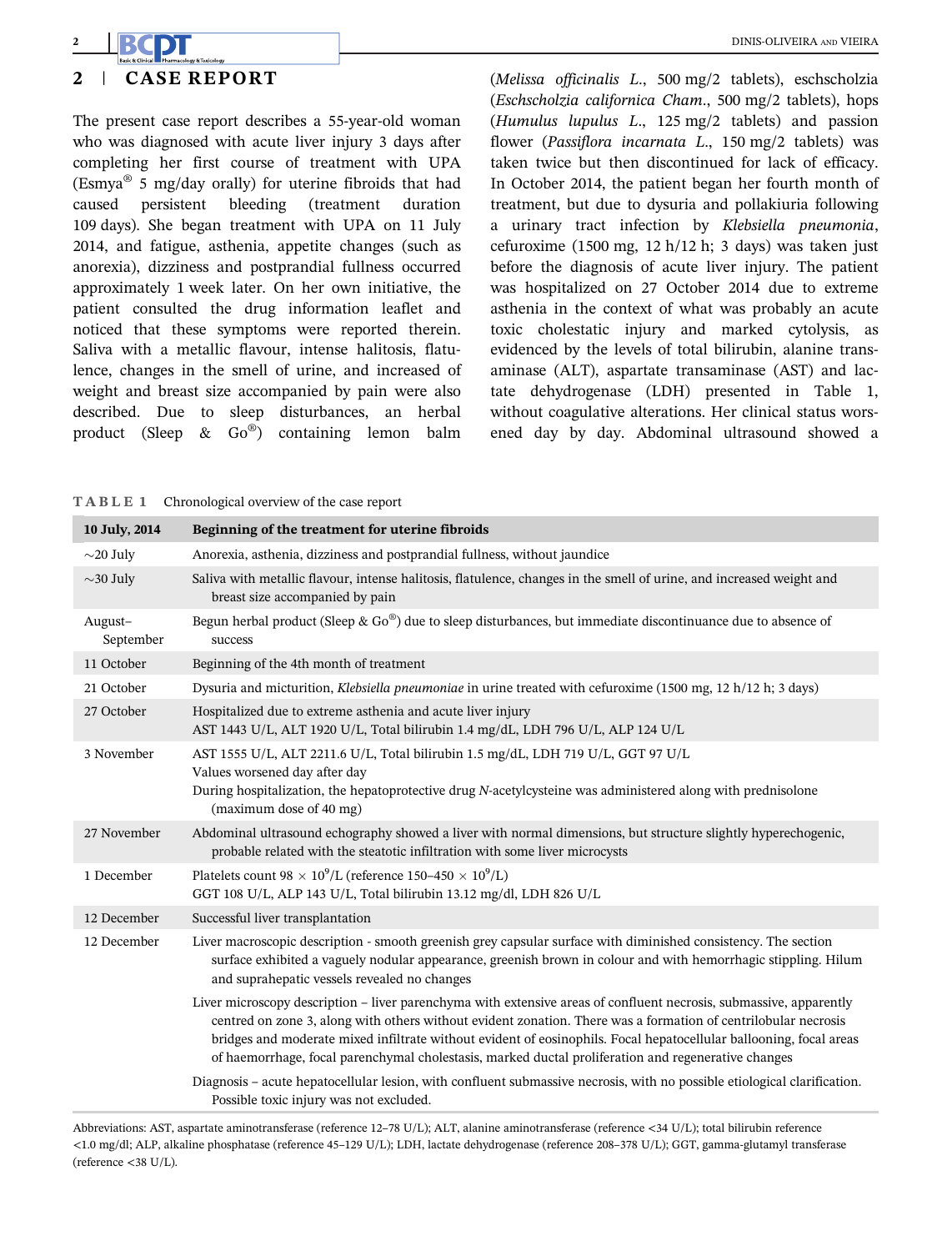## 2 | CASE REPORT

The present case report describes a 55-year-old woman who was diagnosed with acute liver injury 3 days after completing her first course of treatment with UPA (Esmya® 5 mg/day orally) for uterine fibroids that had caused persistent bleeding (treatment duration 109 days). She began treatment with UPA on 11 July 2014, and fatigue, asthenia, appetite changes (such as anorexia), dizziness and postprandial fullness occurred approximately 1 week later. On her own initiative, the patient consulted the drug information leaflet and noticed that these symptoms were reported therein. Saliva with a metallic flavour, intense halitosis, flatulence, changes in the smell of urine, and increased of weight and breast size accompanied by pain were also described. Due to sleep disturbances, an herbal product (Sleep & Go®) containing lemon balm (*Melissa officinalis L.*, 500 mg/2 tablets), eschscholzia (*Eschscholzia californica Cham.*, 500 mg/2 tablets), hops (*Humulus lupulus L.*, 125 mg/2 tablets) and passion flower (*Passiflora incarnata L.*, 150 mg/2 tablets) was taken twice but then discontinued for lack of efficacy. In October 2014, the patient began her fourth month of treatment, but due to dysuria and pollakiuria following a urinary tract infection by *Klebsiella pneumonia*, cefuroxime (1500 mg, 12 h/12 h; 3 days) was taken just before the diagnosis of acute liver injury. The patient was hospitalized on 27 October 2014 due to extreme asthenia in the context of what was probably an acute toxic cholestatic injury and marked cytolysis, as evidenced by the levels of total bilirubin, alanine transaminase (ALT), aspartate transaminase (AST) and lactate dehydrogenase (LDH) presented in Table 1, without coagulative alterations. Her clinical status worsened day by day. Abdominal ultrasound showed a

**TABLE 1** Chronological overview of the case report

| 10 July, 2014 | Beginning of the treatment for uterine fibroids |
|---|---|
| ~20 July | Anorexia, asthenia, dizziness and postprandial fullness, without jaundice |
| ~30 July | Saliva with metallic flavour, intense halitosis, flatulence, changes in the smell of urine, and increased weight and breast size accompanied by pain |
| August–September | Begun herbal product (Sleep & Go®) due to sleep disturbances, but immediate discontinuance due to absence of success |
| 11 October | Beginning of the 4th month of treatment |
| 21 October | Dysuria and micturition, *Klebsiella pneumoniae* in urine treated with cefuroxime (1500 mg, 12 h/12 h; 3 days) |
| 27 October | Hospitalized due to extreme asthenia and acute liver injury<br>AST 1443 U/L, ALT 1920 U/L, Total bilirubin 1.4 mg/dL, LDH 796 U/L, ALP 124 U/L |
| 3 November | AST 1555 U/L, ALT 2211.6 U/L, Total bilirubin 1.5 mg/dL, LDH 719 U/L, GGT 97 U/L<br>Values worsened day after day<br>During hospitalization, the hepatoprotective drug *N*-acetylcysteine was administered along with prednisolone (maximum dose of 40 mg) |
| 27 November | Abdominal ultrasound echography showed a liver with normal dimensions, but structure slightly hyperechogenic, probable related with the steatotic infiltration with some liver microcysts |
| 1 December | Platelets count $98 \times 10^9$/L (reference 150–450 $\times 10^9$/L)<br>GGT 108 U/L, ALP 143 U/L, Total bilirubin 13.12 mg/dl, LDH 826 U/L |
| 12 December | Successful liver transplantation |
| 12 December | Liver macroscopic description - smooth greenish grey capsular surface with diminished consistency. The section surface exhibited a vaguely nodular appearance, greenish brown in colour and with hemorrhagic stippling. Hilum and suprahepatic vessels revealed no changes<br>Liver microscopy description – liver parenchyma with extensive areas of confluent necrosis, submassive, apparently centred on zone 3, along with others without evident zonation. There was a formation of centrilobular necrosis bridges and moderate mixed infiltrate without evident of eosinophils. Focal hepatocellular ballooning, focal areas of haemorrhage, focal parenchymal cholestasis, marked ductal proliferation and regenerative changes<br>Diagnosis – acute hepatocellular lesion, with confluent submassive necrosis, with no possible etiological clarification. Possible toxic injury was not excluded. |

Abbreviations: AST, aspartate aminotransferase (reference 12–78 U/L); ALT, alanine aminotransferase (reference <34 U/L); total bilirubin reference <1.0 mg/dl; ALP, alkaline phosphatase (reference 45–129 U/L); LDH, lactate dehydrogenase (reference 208–378 U/L); GGT, gamma-glutamyl transferase (reference <38 U/L).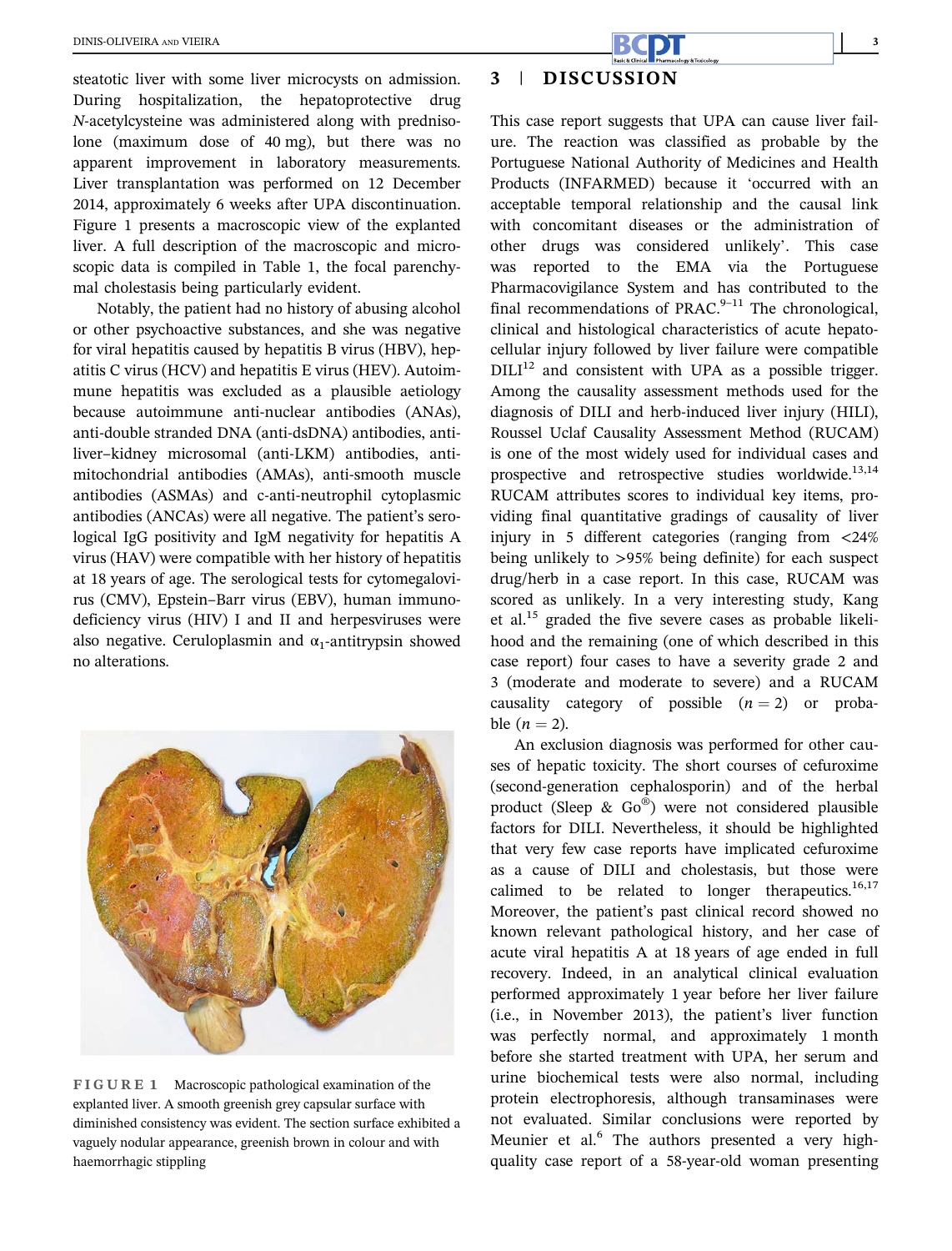steatotic liver with some liver microcysts on admission. During hospitalization, the hepatoprotective drug *N*-acetylcysteine was administered along with prednisolone (maximum dose of 40 mg), but there was no apparent improvement in laboratory measurements. Liver transplantation was performed on 12 December 2014, approximately 6 weeks after UPA discontinuation. Figure 1 presents a macroscopic view of the explanted liver. A full description of the macroscopic and microscopic data is compiled in Table 1, the focal parenchymal cholestasis being particularly evident.

Notably, the patient had no history of abusing alcohol or other psychoactive substances, and she was negative for viral hepatitis caused by hepatitis B virus (HBV), hepatitis C virus (HCV) and hepatitis E virus (HEV). Autoimmune hepatitis was excluded as a plausible aetiology because autoimmune anti-nuclear antibodies (ANAs), anti-double stranded DNA (anti-dsDNA) antibodies, anti-liver–kidney microsomal (anti-LKM) antibodies, anti-mitochondrial antibodies (AMAs), anti-smooth muscle antibodies (ASMAs) and c-anti-neutrophil cytoplasmic antibodies (ANCAs) were all negative. The patient's serological IgG positivity and IgM negativity for hepatitis A virus (HAV) were compatible with her history of hepatitis at 18 years of age. The serological tests for cytomegalovirus (CMV), Epstein–Barr virus (EBV), human immunodeficiency virus (HIV) I and II and herpesviruses were also negative. Ceruloplasmin and $\alpha_1$-antitrypsin showed no alterations.

**FIGURE 1** Macroscopic pathological examination of the explanted liver. A smooth greenish grey capsular surface with diminished consistency was evident. The section surface exhibited a vaguely nodular appearance, greenish brown in colour and with haemorrhagic stippling

## 3 | DISCUSSION

This case report suggests that UPA can cause liver failure. The reaction was classified as probable by the Portuguese National Authority of Medicines and Health Products (INFARMED) because it 'occurred with an acceptable temporal relationship and the causal link with concomitant diseases or the administration of other drugs was considered unlikely'. This case was reported to the EMA via the Portuguese Pharmacovigilance System and has contributed to the final recommendations of PRAC.[9–11] The chronological, clinical and histological characteristics of acute hepatocellular injury followed by liver failure were compatible DILI[12] and consistent with UPA as a possible trigger. Among the causality assessment methods used for the diagnosis of DILI and herb-induced liver injury (HILI), Roussel Uclaf Causality Assessment Method (RUCAM) is one of the most widely used for individual cases and prospective and retrospective studies worldwide.[13,14] RUCAM attributes scores to individual key items, providing final quantitative gradings of causality of liver injury in 5 different categories (ranging from <24% being unlikely to >95% being definite) for each suspect drug/herb in a case report. In this case, RUCAM was scored as unlikely. In a very interesting study, Kang et al.[15] graded the five severe cases as probable likelihood and the remaining (one of which described in this case report) four cases to have a severity grade 2 and 3 (moderate and moderate to severe) and a RUCAM causality category of possible ($n = 2$) or probable ($n = 2$).

An exclusion diagnosis was performed for other causes of hepatic toxicity. The short courses of cefuroxime (second-generation cephalosporin) and of the herbal product (Sleep & Go®) were not considered plausible factors for DILI. Nevertheless, it should be highlighted that very few case reports have implicated cefuroxime as a cause of DILI and cholestasis, but those were calimed to be related to longer therapeutics.[16,17] Moreover, the patient's past clinical record showed no known relevant pathological history, and her case of acute viral hepatitis A at 18 years of age ended in full recovery. Indeed, in an analytical clinical evaluation performed approximately 1 year before her liver failure (i.e., in November 2013), the patient's liver function was perfectly normal, and approximately 1 month before she started treatment with UPA, her serum and urine biochemical tests were also normal, including protein electrophoresis, although transaminases were not evaluated. Similar conclusions were reported by Meunier et al.[6] The authors presented a very high-quality case report of a 58-year-old woman presenting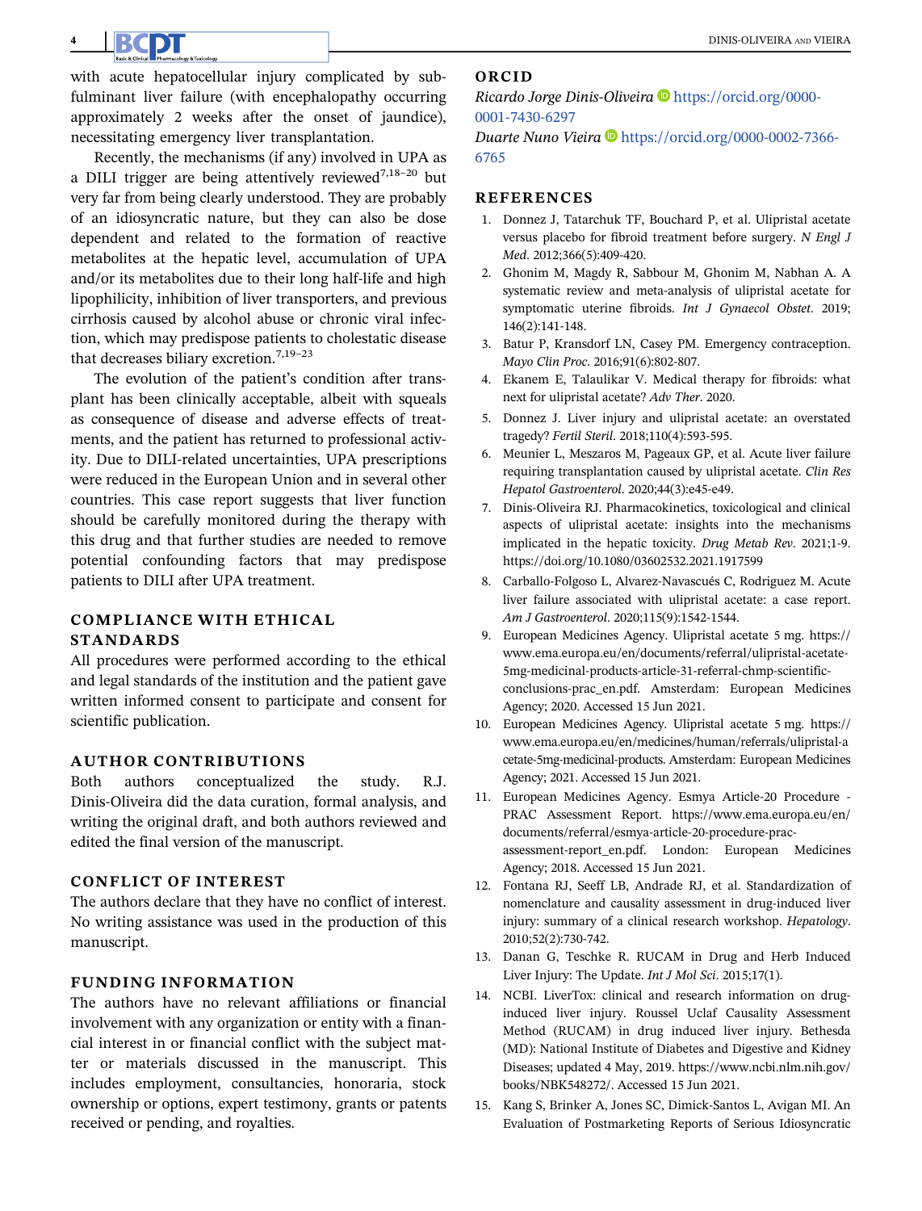with acute hepatocellular injury complicated by subfulminant liver failure (with encephalopathy occurring approximately 2 weeks after the onset of jaundice), necessitating emergency liver transplantation.

Recently, the mechanisms (if any) involved in UPA as a DILI trigger are being attentively reviewed[7,18–20] but very far from being clearly understood. They are probably of an idiosyncratic nature, but they can also be dose dependent and related to the formation of reactive metabolites at the hepatic level, accumulation of UPA and/or its metabolites due to their long half-life and high lipophilicity, inhibition of liver transporters, and previous cirrhosis caused by alcohol abuse or chronic viral infection, which may predispose patients to cholestatic disease that decreases biliary excretion.[7,19–23]

The evolution of the patient's condition after transplant has been clinically acceptable, albeit with squeals as consequence of disease and adverse effects of treatments, and the patient has returned to professional activity. Due to DILI-related uncertainties, UPA prescriptions were reduced in the European Union and in several other countries. This case report suggests that liver function should be carefully monitored during the therapy with this drug and that further studies are needed to remove potential confounding factors that may predispose patients to DILI after UPA treatment.

## COMPLIANCE WITH ETHICAL STANDARDS

All procedures were performed according to the ethical and legal standards of the institution and the patient gave written informed consent to participate and consent for scientific publication.

## AUTHOR CONTRIBUTIONS

Both authors conceptualized the study. R.J. Dinis-Oliveira did the data curation, formal analysis, and writing the original draft, and both authors reviewed and edited the final version of the manuscript.

## CONFLICT OF INTEREST

The authors declare that they have no conflict of interest. No writing assistance was used in the production of this manuscript.

## FUNDING INFORMATION

The authors have no relevant affiliations or financial involvement with any organization or entity with a financial interest in or financial conflict with the subject matter or materials discussed in the manuscript. This includes employment, consultancies, honoraria, stock ownership or options, expert testimony, grants or patents received or pending, and royalties.

## ORCID

*Ricardo Jorge Dinis-Oliveira* https://orcid.org/0000-0001-7430-6297

*Duarte Nuno Vieira* https://orcid.org/0000-0002-7366-6765

## REFERENCES

1. Donnez J, Tatarchuk TF, Bouchard P, et al. Ulipristal acetate versus placebo for fibroid treatment before surgery. *N Engl J Med*. 2012;366(5):409-420.
2. Ghonim M, Magdy R, Sabbour M, Ghonim M, Nabhan A. A systematic review and meta-analysis of ulipristal acetate for symptomatic uterine fibroids. *Int J Gynaecol Obstet*. 2019;146(2):141-148.
3. Batur P, Kransdorf LN, Casey PM. Emergency contraception. *Mayo Clin Proc*. 2016;91(6):802-807.
4. Ekanem E, Talaulikar V. Medical therapy for fibroids: what next for ulipristal acetate? *Adv Ther*. 2020.
5. Donnez J. Liver injury and ulipristal acetate: an overstated tragedy? *Fertil Steril*. 2018;110(4):593-595.
6. Meunier L, Meszaros M, Pageaux GP, et al. Acute liver failure requiring transplantation caused by ulipristal acetate. *Clin Res Hepatol Gastroenterol*. 2020;44(3):e45-e49.
7. Dinis-Oliveira RJ. Pharmacokinetics, toxicological and clinical aspects of ulipristal acetate: insights into the mechanisms implicated in the hepatic toxicity. *Drug Metab Rev*. 2021;1-9. https://doi.org/10.1080/03602532.2021.1917599
8. Carballo-Folgoso L, Alvarez-Navascués C, Rodriguez M. Acute liver failure associated with ulipristal acetate: a case report. *Am J Gastroenterol*. 2020;115(9):1542-1544.
9. European Medicines Agency. Ulipristal acetate 5 mg. https://www.ema.europa.eu/en/documents/referral/ulipristal-acetate-5mg-medicinal-products-article-31-referral-chmp-scientific-conclusions-prac_en.pdf. Amsterdam: European Medicines Agency; 2020. Accessed 15 Jun 2021.
10. European Medicines Agency. Ulipristal acetate 5 mg. https://www.ema.europa.eu/en/medicines/human/referrals/ulipristal-acetate-5mg-medicinal-products. Amsterdam: European Medicines Agency; 2021. Accessed 15 Jun 2021.
11. European Medicines Agency. Esmya Article-20 Procedure - PRAC Assessment Report. https://www.ema.europa.eu/en/documents/referral/esmya-article-20-procedure-prac-assessment-report_en.pdf. London: European Medicines Agency; 2018. Accessed 15 Jun 2021.
12. Fontana RJ, Seeff LB, Andrade RJ, et al. Standardization of nomenclature and causality assessment in drug-induced liver injury: summary of a clinical research workshop. *Hepatology*. 2010;52(2):730-742.
13. Danan G, Teschke R. RUCAM in Drug and Herb Induced Liver Injury: The Update. *Int J Mol Sci*. 2015;17(1).
14. NCBI. LiverTox: clinical and research information on drug-induced liver injury. Roussel Uclaf Causality Assessment Method (RUCAM) in drug induced liver injury. Bethesda (MD): National Institute of Diabetes and Digestive and Kidney Diseases; updated 4 May, 2019. https://www.ncbi.nlm.nih.gov/books/NBK548272/. Accessed 15 Jun 2021.
15. Kang S, Brinker A, Jones SC, Dimick-Santos L, Avigan MI. An Evaluation of Postmarketing Reports of Serious Idiosyncratic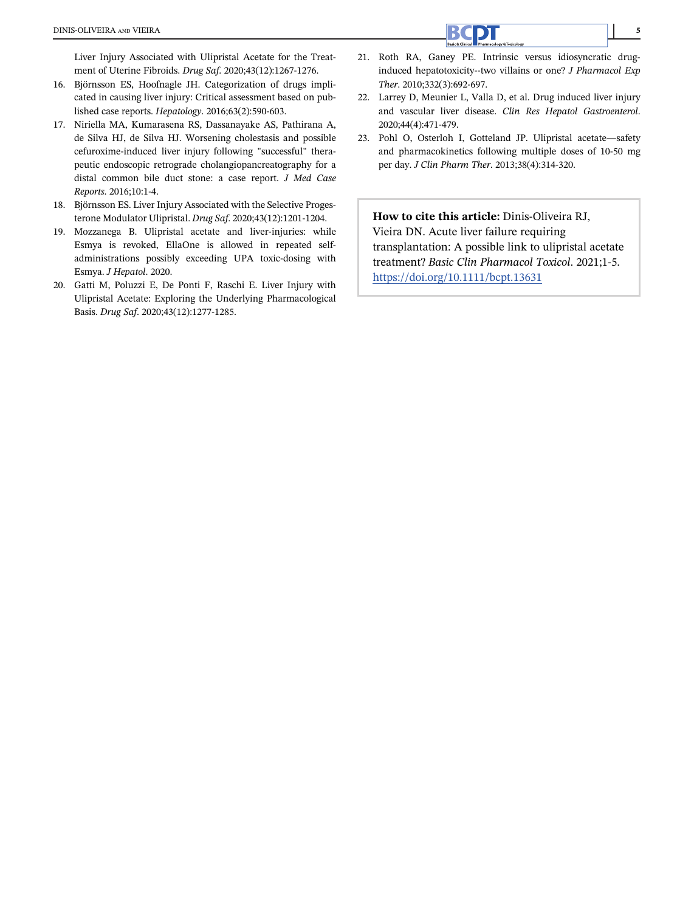Liver Injury Associated with Ulipristal Acetate for the Treatment of Uterine Fibroids. *Drug Saf*. 2020;43(12):1267-1276.

16. Björnsson ES, Hoofnagle JH. Categorization of drugs implicated in causing liver injury: Critical assessment based on published case reports. *Hepatology*. 2016;63(2):590-603.
17. Niriella MA, Kumarasena RS, Dassanayake AS, Pathirana A, de Silva HJ, de Silva HJ. Worsening cholestasis and possible cefuroxime-induced liver injury following "successful" therapeutic endoscopic retrograde cholangiopancreatography for a distal common bile duct stone: a case report. *J Med Case Reports*. 2016;10:1-4.
18. Björnsson ES. Liver Injury Associated with the Selective Progesterone Modulator Ulipristal. *Drug Saf*. 2020;43(12):1201-1204.
19. Mozzanega B. Ulipristal acetate and liver-injuries: while Esmya is revoked, EllaOne is allowed in repeated self-administrations possibly exceeding UPA toxic-dosing with Esmya. *J Hepatol*. 2020.
20. Gatti M, Poluzzi E, De Ponti F, Raschi E. Liver Injury with Ulipristal Acetate: Exploring the Underlying Pharmacological Basis. *Drug Saf*. 2020;43(12):1277-1285.
21. Roth RA, Ganey PE. Intrinsic versus idiosyncratic drug-induced hepatotoxicity--two villains or one? *J Pharmacol Exp Ther*. 2010;332(3):692-697.
22. Larrey D, Meunier L, Valla D, et al. Drug induced liver injury and vascular liver disease. *Clin Res Hepatol Gastroenterol*. 2020;44(4):471-479.
23. Pohl O, Osterloh I, Gotteland JP. Ulipristal acetate—safety and pharmacokinetics following multiple doses of 10-50 mg per day. *J Clin Pharm Ther*. 2013;38(4):314-320.

**How to cite this article:** Dinis-Oliveira RJ, Vieira DN. Acute liver failure requiring transplantation: A possible link to ulipristal acetate treatment? *Basic Clin Pharmacol Toxicol*. 2021;1-5. https://doi.org/10.1111/bcpt.13631